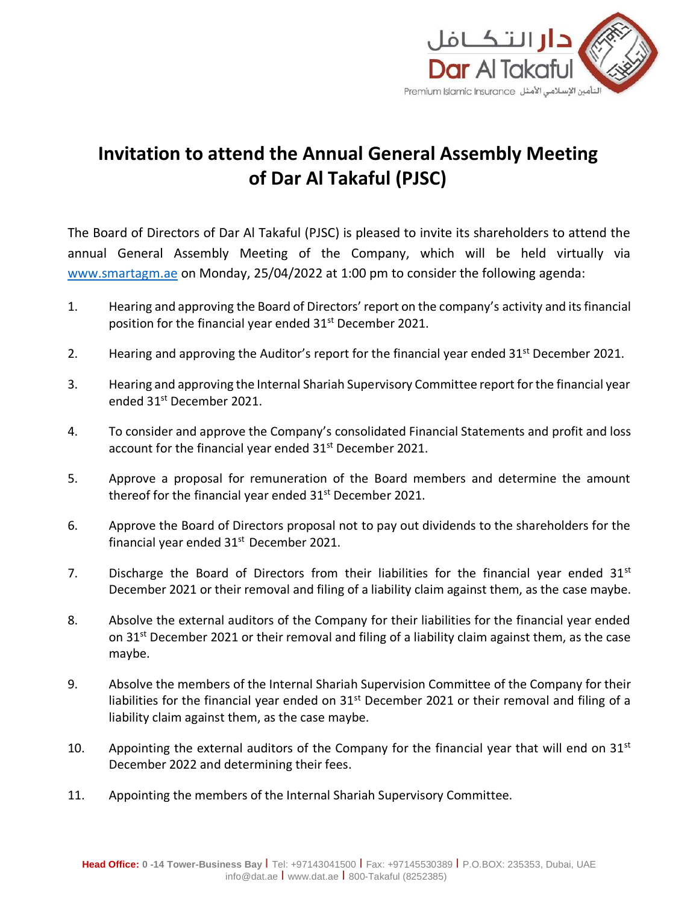# Invitation to attend the Annual General Assembly Meeting of Dar Al Takaful (PJSC)

The Board of Directors of Dar Al Takaful (PJSC) is pleased to invite its shareholders to attend the annual General Assembly Meeting of the Company, which will be held virtually via www.smartagm.ae on Monday, 25/04/2022 at 1:00 pm to consider the following agenda:

1. Hearing and approving the Board of Directors' report on the company's activity and its financial position for the financial year ended 31st December 2021.
2. Hearing and approving the Auditor's report for the financial year ended 31st December 2021.
3. Hearing and approving the Internal Shariah Supervisory Committee report for the financial year ended 31st December 2021.
4. To consider and approve the Company's consolidated Financial Statements and profit and loss account for the financial year ended 31st December 2021.
5. Approve a proposal for remuneration of the Board members and determine the amount thereof for the financial year ended 31st December 2021.
6. Approve the Board of Directors proposal not to pay out dividends to the shareholders for the financial year ended 31st December 2021.
7. Discharge the Board of Directors from their liabilities for the financial year ended 31st December 2021 or their removal and filing of a liability claim against them, as the case maybe.
8. Absolve the external auditors of the Company for their liabilities for the financial year ended on 31st December 2021 or their removal and filing of a liability claim against them, as the case maybe.
9. Absolve the members of the Internal Shariah Supervision Committee of the Company for their liabilities for the financial year ended on 31st December 2021 or their removal and filing of a liability claim against them, as the case maybe.
10. Appointing the external auditors of the Company for the financial year that will end on 31st December 2022 and determining their fees.
11. Appointing the members of the Internal Shariah Supervisory Committee.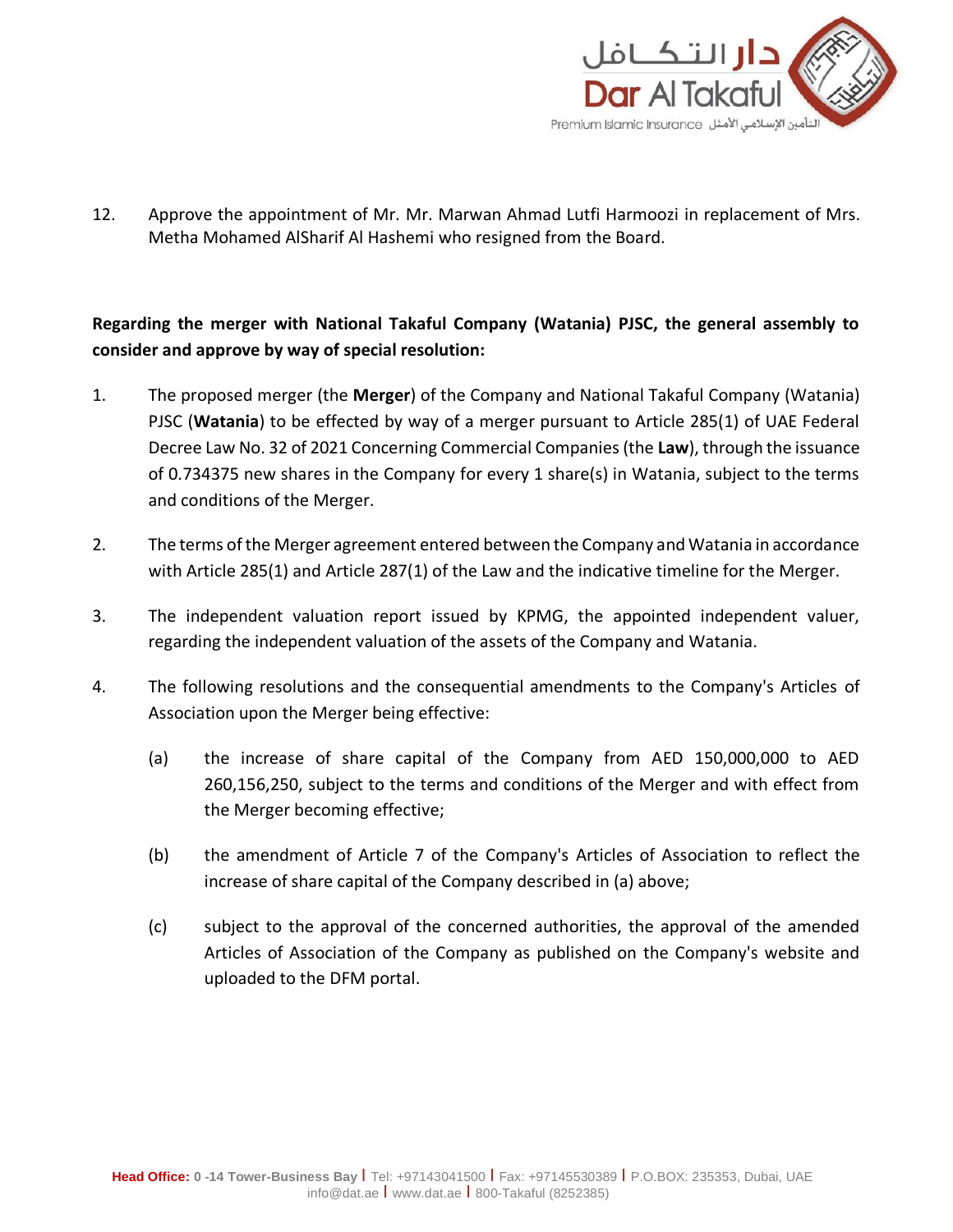12. Approve the appointment of Mr. Mr. Marwan Ahmad Lutfi Harmoozi in replacement of Mrs. Metha Mohamed AlSharif Al Hashemi who resigned from the Board.

**Regarding the merger with National Takaful Company (Watania) PJSC, the general assembly to consider and approve by way of special resolution:**

1. The proposed merger (the **Merger**) of the Company and National Takaful Company (Watania) PJSC (**Watania**) to be effected by way of a merger pursuant to Article 285(1) of UAE Federal Decree Law No. 32 of 2021 Concerning Commercial Companies (the **Law**), through the issuance of 0.734375 new shares in the Company for every 1 share(s) in Watania, subject to the terms and conditions of the Merger.

2. The terms of the Merger agreement entered between the Company and Watania in accordance with Article 285(1) and Article 287(1) of the Law and the indicative timeline for the Merger.

3. The independent valuation report issued by KPMG, the appointed independent valuer, regarding the independent valuation of the assets of the Company and Watania.

4. The following resolutions and the consequential amendments to the Company's Articles of Association upon the Merger being effective:

   (a) the increase of share capital of the Company from AED 150,000,000 to AED 260,156,250, subject to the terms and conditions of the Merger and with effect from the Merger becoming effective;

   (b) the amendment of Article 7 of the Company's Articles of Association to reflect the increase of share capital of the Company described in (a) above;

   (c) subject to the approval of the concerned authorities, the approval of the amended Articles of Association of the Company as published on the Company's website and uploaded to the DFM portal.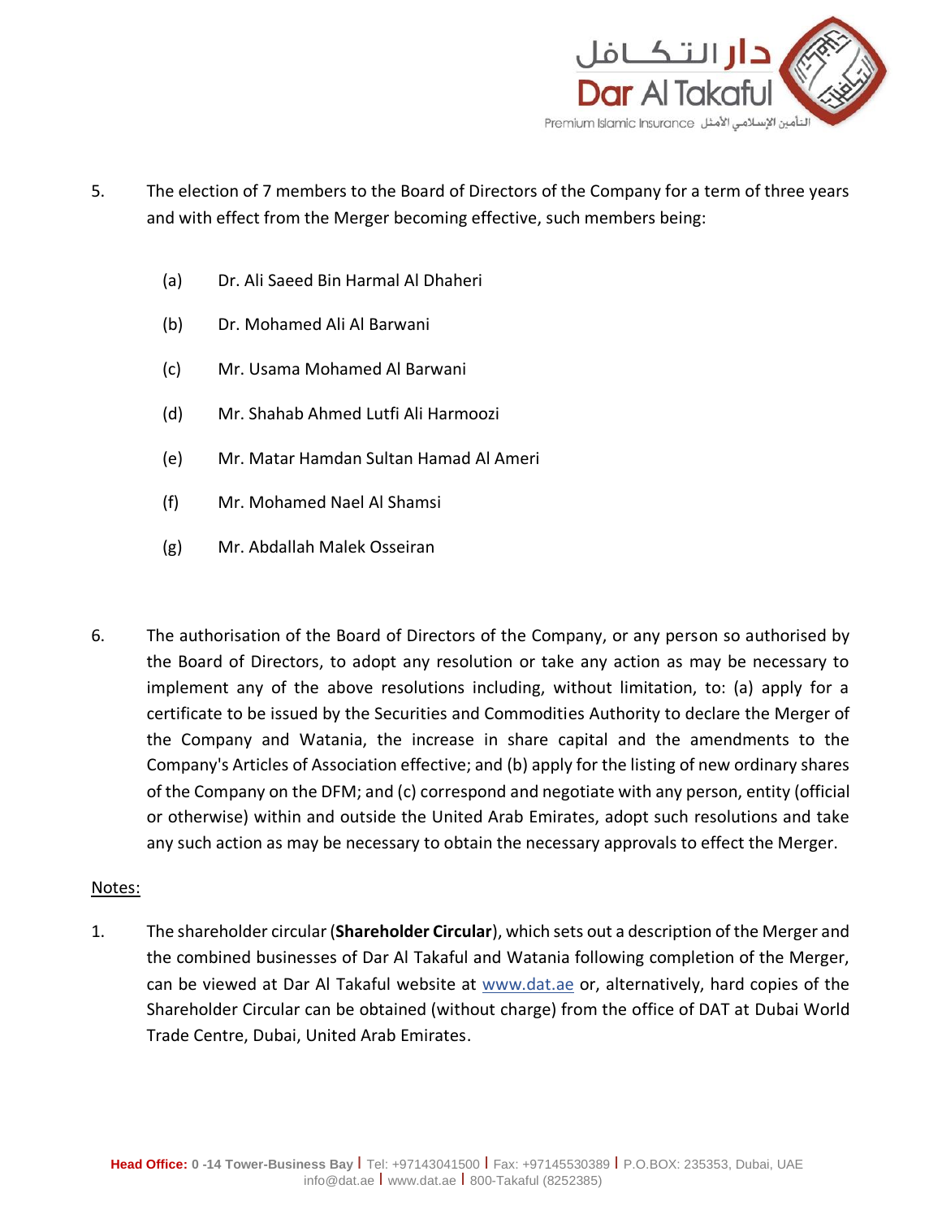5. The election of 7 members to the Board of Directors of the Company for a term of three years and with effect from the Merger becoming effective, such members being:

   (a) Dr. Ali Saeed Bin Harmal Al Dhaheri

   (b) Dr. Mohamed Ali Al Barwani

   (c) Mr. Usama Mohamed Al Barwani

   (d) Mr. Shahab Ahmed Lutfi Ali Harmoozi

   (e) Mr. Matar Hamdan Sultan Hamad Al Ameri

   (f) Mr. Mohamed Nael Al Shamsi

   (g) Mr. Abdallah Malek Osseiran

6. The authorisation of the Board of Directors of the Company, or any person so authorised by the Board of Directors, to adopt any resolution or take any action as may be necessary to implement any of the above resolutions including, without limitation, to: (a) apply for a certificate to be issued by the Securities and Commodities Authority to declare the Merger of the Company and Watania, the increase in share capital and the amendments to the Company's Articles of Association effective; and (b) apply for the listing of new ordinary shares of the Company on the DFM; and (c) correspond and negotiate with any person, entity (official or otherwise) within and outside the United Arab Emirates, adopt such resolutions and take any such action as may be necessary to obtain the necessary approvals to effect the Merger.

Notes:

1. The shareholder circular (**Shareholder Circular**), which sets out a description of the Merger and the combined businesses of Dar Al Takaful and Watania following completion of the Merger, can be viewed at Dar Al Takaful website at www.dat.ae or, alternatively, hard copies of the Shareholder Circular can be obtained (without charge) from the office of DAT at Dubai World Trade Centre, Dubai, United Arab Emirates.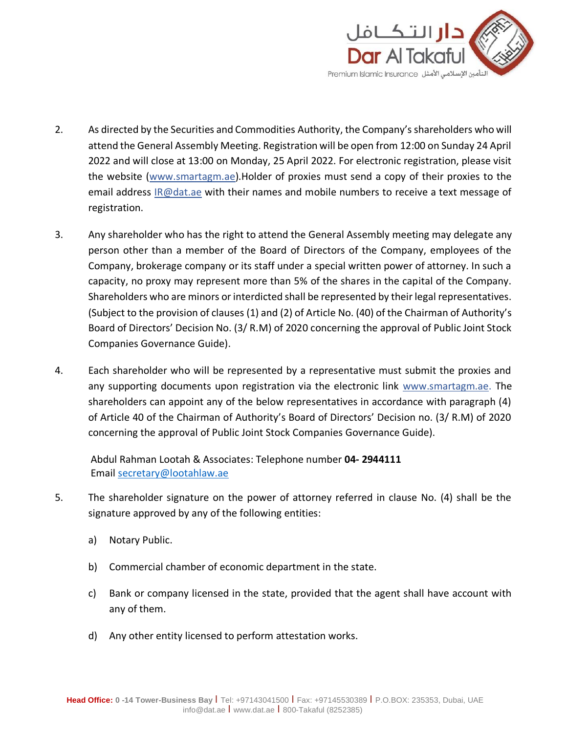2. As directed by the Securities and Commodities Authority, the Company's shareholders who will attend the General Assembly Meeting. Registration will be open from 12:00 on Sunday 24 April 2022 and will close at 13:00 on Monday, 25 April 2022. For electronic registration, please visit the website (www.smartagm.ae).Holder of proxies must send a copy of their proxies to the email address IR@dat.ae with their names and mobile numbers to receive a text message of registration.

3. Any shareholder who has the right to attend the General Assembly meeting may delegate any person other than a member of the Board of Directors of the Company, employees of the Company, brokerage company or its staff under a special written power of attorney. In such a capacity, no proxy may represent more than 5% of the shares in the capital of the Company. Shareholders who are minors or interdicted shall be represented by their legal representatives. (Subject to the provision of clauses (1) and (2) of Article No. (40) of the Chairman of Authority's Board of Directors' Decision No. (3/ R.M) of 2020 concerning the approval of Public Joint Stock Companies Governance Guide).

4. Each shareholder who will be represented by a representative must submit the proxies and any supporting documents upon registration via the electronic link www.smartagm.ae. The shareholders can appoint any of the below representatives in accordance with paragraph (4) of Article 40 of the Chairman of Authority's Board of Directors' Decision no. (3/ R.M) of 2020 concerning the approval of Public Joint Stock Companies Governance Guide).

   Abdul Rahman Lootah & Associates: Telephone number **04- 2944111**
   Email secretary@lootahlaw.ae

5. The shareholder signature on the power of attorney referred in clause No. (4) shall be the signature approved by any of the following entities:

   a) Notary Public.

   b) Commercial chamber of economic department in the state.

   c) Bank or company licensed in the state, provided that the agent shall have account with any of them.

   d) Any other entity licensed to perform attestation works.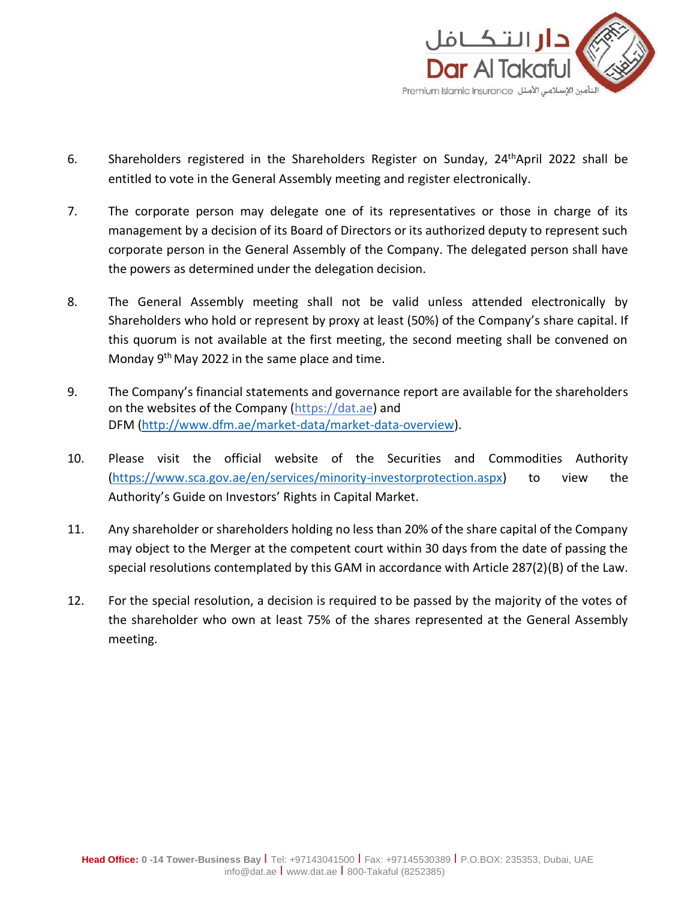6. Shareholders registered in the Shareholders Register on Sunday, 24th April 2022 shall be entitled to vote in the General Assembly meeting and register electronically.

7. The corporate person may delegate one of its representatives or those in charge of its management by a decision of its Board of Directors or its authorized deputy to represent such corporate person in the General Assembly of the Company. The delegated person shall have the powers as determined under the delegation decision.

8. The General Assembly meeting shall not be valid unless attended electronically by Shareholders who hold or represent by proxy at least (50%) of the Company's share capital. If this quorum is not available at the first meeting, the second meeting shall be convened on Monday 9th May 2022 in the same place and time.

9. The Company's financial statements and governance report are available for the shareholders on the websites of the Company (https://dat.ae) and DFM (http://www.dfm.ae/market-data/market-data-overview).

10. Please visit the official website of the Securities and Commodities Authority (https://www.sca.gov.ae/en/services/minority-investorprotection.aspx) to view the Authority's Guide on Investors' Rights in Capital Market.

11. Any shareholder or shareholders holding no less than 20% of the share capital of the Company may object to the Merger at the competent court within 30 days from the date of passing the special resolutions contemplated by this GAM in accordance with Article 287(2)(B) of the Law.

12. For the special resolution, a decision is required to be passed by the majority of the votes of the shareholder who own at least 75% of the shares represented at the General Assembly meeting.